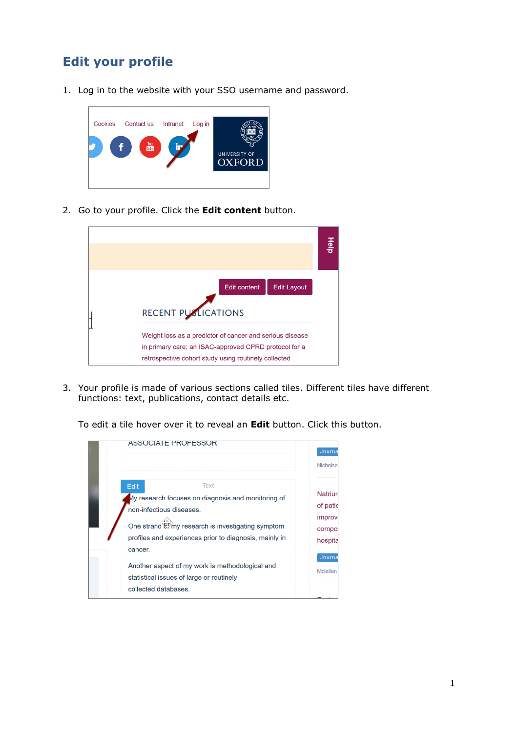# Edit your profile

1. Log in to the website with your SSO username and password.

2. Go to your profile. Click the **Edit content** button.

3. Your profile is made of various sections called tiles. Different tiles have different functions: text, publications, contact details etc.

   To edit a tile hover over it to reveal an **Edit** button. Click this button.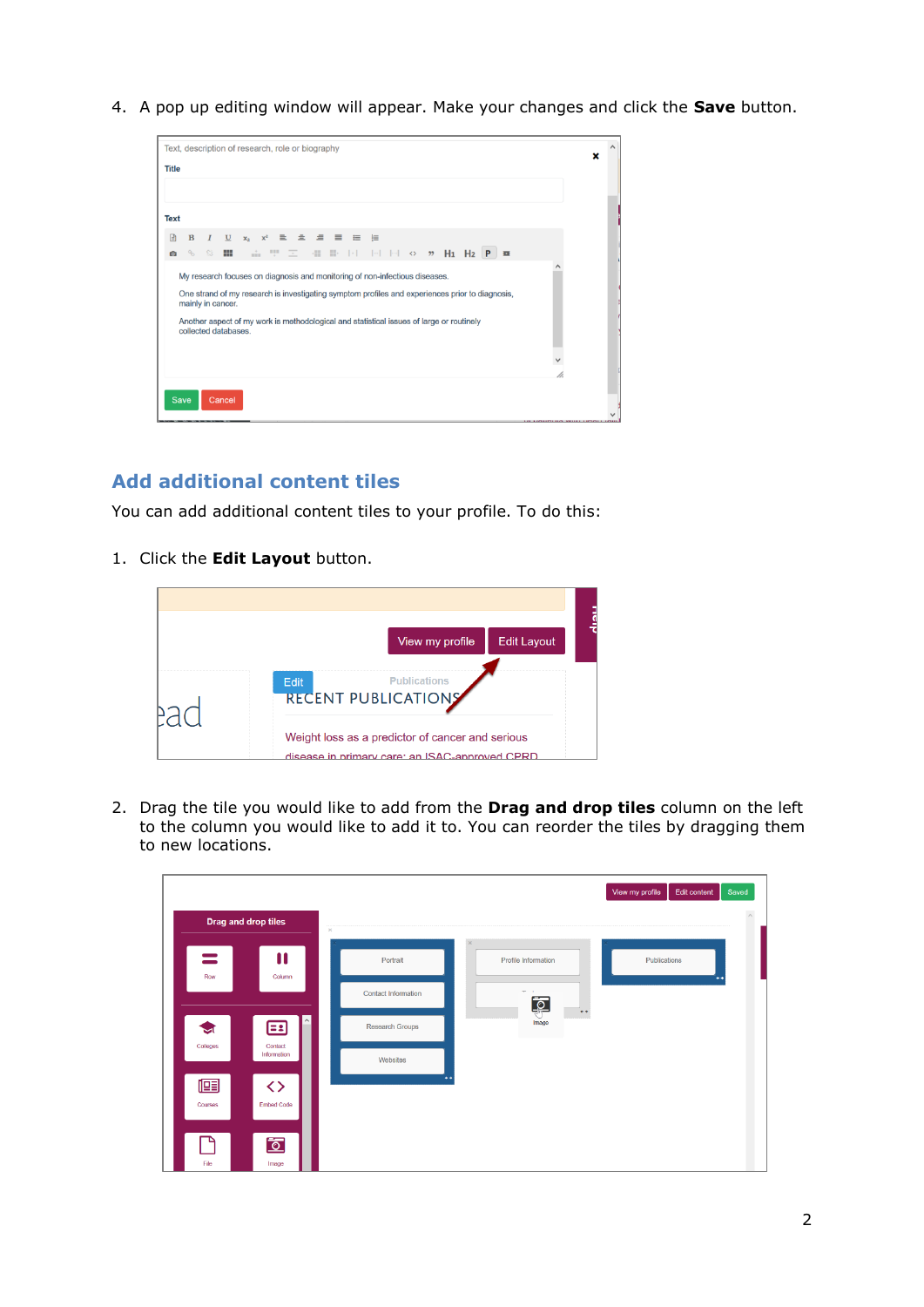4. A pop up editing window will appear. Make your changes and click the **Save** button.

## Add additional content tiles

You can add additional content tiles to your profile. To do this:

1. Click the **Edit Layout** button.

2. Drag the tile you would like to add from the **Drag and drop tiles** column on the left to the column you would like to add it to. You can reorder the tiles by dragging them to new locations.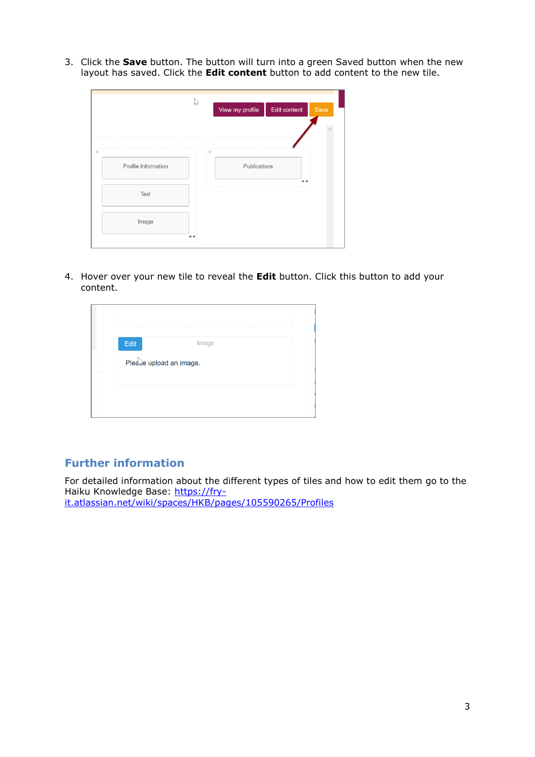3. Click the **Save** button. The button will turn into a green Saved button when the new layout has saved. Click the **Edit content** button to add content to the new tile.

4. Hover over your new tile to reveal the **Edit** button. Click this button to add your content.

## Further information

For detailed information about the different types of tiles and how to edit them go to the Haiku Knowledge Base: [https://fry-it.atlassian.net/wiki/spaces/HKB/pages/105590265/Profiles](https://fry-it.atlassian.net/wiki/spaces/HKB/pages/105590265/Profiles)